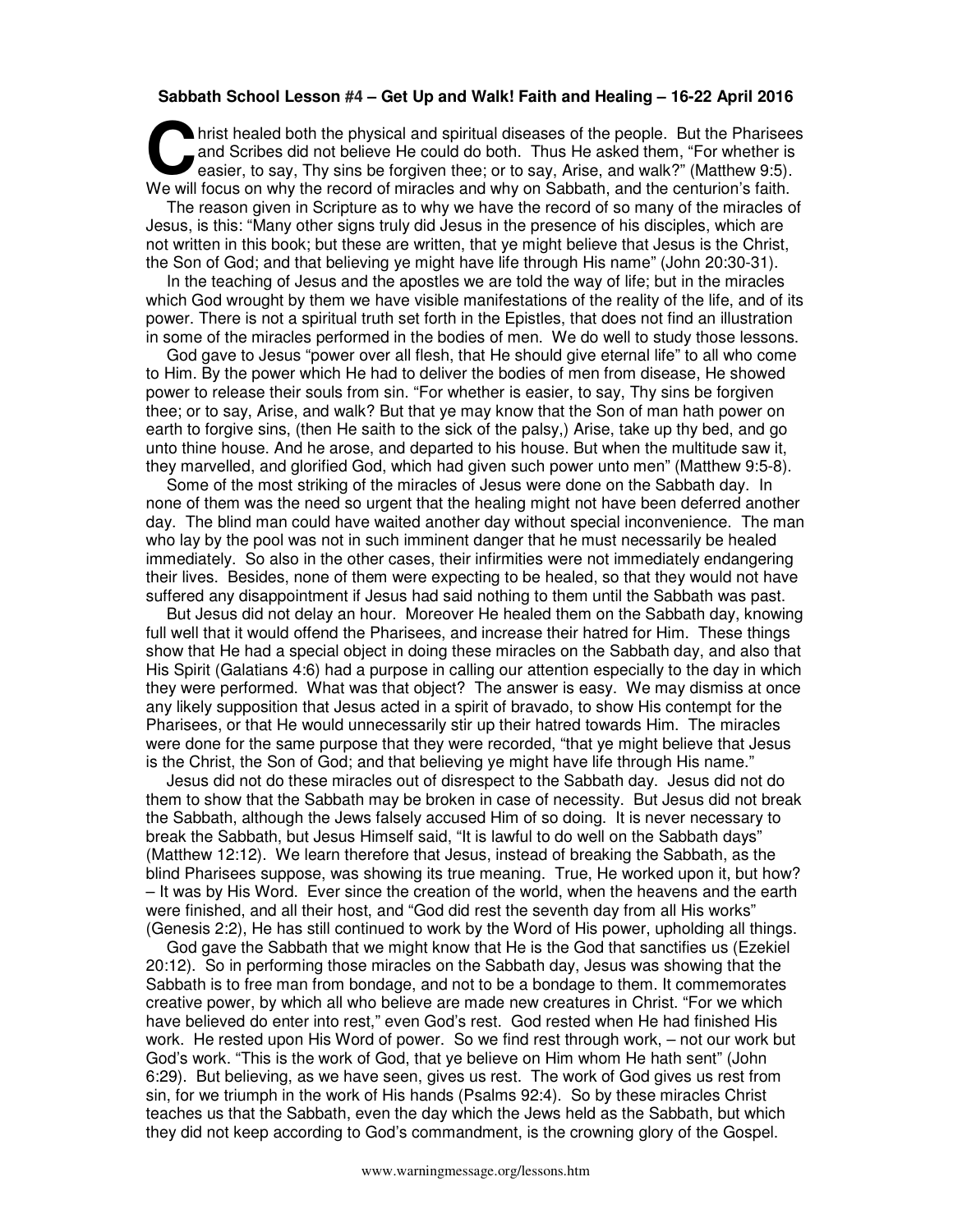**Sabbath School Lesson #4 – Get Up and Walk! Faith and Healing – 16-22 April 2016**

Christ healed both the physical and spiritual diseases of the people. But the Pharisees and Scribes did not believe He could do both. Thus He asked them, "For whether is easier, to say, Thy sins be forgiven thee; or to say, Arise, and walk?" (Matthew 9:5). We will focus on why the record of miracles and why on Sabbath, and the centurion's faith.

The reason given in Scripture as to why we have the record of so many of the miracles of Jesus, is this: "Many other signs truly did Jesus in the presence of his disciples, which are not written in this book; but these are written, that ye might believe that Jesus is the Christ, the Son of God; and that believing ye might have life through His name" (John 20:30-31).

In the teaching of Jesus and the apostles we are told the way of life; but in the miracles which God wrought by them we have visible manifestations of the reality of the life, and of its power. There is not a spiritual truth set forth in the Epistles, that does not find an illustration in some of the miracles performed in the bodies of men. We do well to study those lessons.

God gave to Jesus "power over all flesh, that He should give eternal life" to all who come to Him. By the power which He had to deliver the bodies of men from disease, He showed power to release their souls from sin. "For whether is easier, to say, Thy sins be forgiven thee; or to say, Arise, and walk? But that ye may know that the Son of man hath power on earth to forgive sins, (then He saith to the sick of the palsy,) Arise, take up thy bed, and go unto thine house. And he arose, and departed to his house. But when the multitude saw it, they marvelled, and glorified God, which had given such power unto men" (Matthew 9:5-8).

Some of the most striking of the miracles of Jesus were done on the Sabbath day. In none of them was the need so urgent that the healing might not have been deferred another day. The blind man could have waited another day without special inconvenience. The man who lay by the pool was not in such imminent danger that he must necessarily be healed immediately. So also in the other cases, their infirmities were not immediately endangering their lives. Besides, none of them were expecting to be healed, so that they would not have suffered any disappointment if Jesus had said nothing to them until the Sabbath was past.

But Jesus did not delay an hour. Moreover He healed them on the Sabbath day, knowing full well that it would offend the Pharisees, and increase their hatred for Him. These things show that He had a special object in doing these miracles on the Sabbath day, and also that His Spirit (Galatians 4:6) had a purpose in calling our attention especially to the day in which they were performed. What was that object? The answer is easy. We may dismiss at once any likely supposition that Jesus acted in a spirit of bravado, to show His contempt for the Pharisees, or that He would unnecessarily stir up their hatred towards Him. The miracles were done for the same purpose that they were recorded, "that ye might believe that Jesus is the Christ, the Son of God; and that believing ye might have life through His name."

Jesus did not do these miracles out of disrespect to the Sabbath day. Jesus did not do them to show that the Sabbath may be broken in case of necessity. But Jesus did not break the Sabbath, although the Jews falsely accused Him of so doing. It is never necessary to break the Sabbath, but Jesus Himself said, "It is lawful to do well on the Sabbath days" (Matthew 12:12). We learn therefore that Jesus, instead of breaking the Sabbath, as the blind Pharisees suppose, was showing its true meaning. True, He worked upon it, but how? – It was by His Word. Ever since the creation of the world, when the heavens and the earth were finished, and all their host, and "God did rest the seventh day from all His works" (Genesis 2:2), He has still continued to work by the Word of His power, upholding all things.

God gave the Sabbath that we might know that He is the God that sanctifies us (Ezekiel 20:12). So in performing those miracles on the Sabbath day, Jesus was showing that the Sabbath is to free man from bondage, and not to be a bondage to them. It commemorates creative power, by which all who believe are made new creatures in Christ. "For we which have believed do enter into rest," even God's rest. God rested when He had finished His work. He rested upon His Word of power. So we find rest through work, – not our work but God's work. "This is the work of God, that ye believe on Him whom He hath sent" (John 6:29). But believing, as we have seen, gives us rest. The work of God gives us rest from sin, for we triumph in the work of His hands (Psalms 92:4). So by these miracles Christ teaches us that the Sabbath, even the day which the Jews held as the Sabbath, but which they did not keep according to God's commandment, is the crowning glory of the Gospel.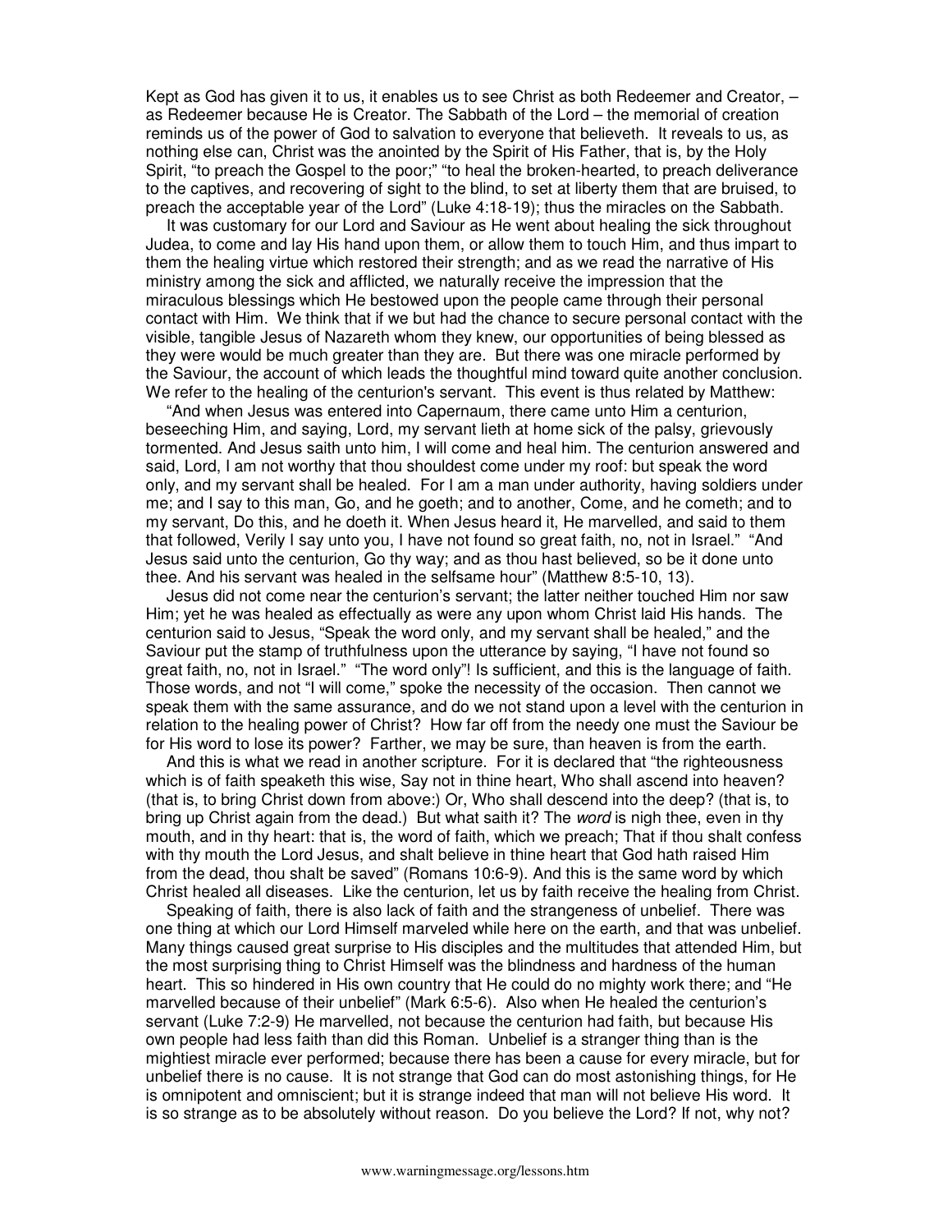Kept as God has given it to us, it enables us to see Christ as both Redeemer and Creator, – as Redeemer because He is Creator. The Sabbath of the Lord – the memorial of creation reminds us of the power of God to salvation to everyone that believeth. It reveals to us, as nothing else can, Christ was the anointed by the Spirit of His Father, that is, by the Holy Spirit, "to preach the Gospel to the poor;" "to heal the broken-hearted, to preach deliverance to the captives, and recovering of sight to the blind, to set at liberty them that are bruised, to preach the acceptable year of the Lord" (Luke 4:18-19); thus the miracles on the Sabbath.

It was customary for our Lord and Saviour as He went about healing the sick throughout Judea, to come and lay His hand upon them, or allow them to touch Him, and thus impart to them the healing virtue which restored their strength; and as we read the narrative of His ministry among the sick and afflicted, we naturally receive the impression that the miraculous blessings which He bestowed upon the people came through their personal contact with Him. We think that if we but had the chance to secure personal contact with the visible, tangible Jesus of Nazareth whom they knew, our opportunities of being blessed as they were would be much greater than they are. But there was one miracle performed by the Saviour, the account of which leads the thoughtful mind toward quite another conclusion. We refer to the healing of the centurion's servant. This event is thus related by Matthew:

"And when Jesus was entered into Capernaum, there came unto Him a centurion, beseeching Him, and saying, Lord, my servant lieth at home sick of the palsy, grievously tormented. And Jesus saith unto him, I will come and heal him. The centurion answered and said, Lord, I am not worthy that thou shouldest come under my roof: but speak the word only, and my servant shall be healed. For I am a man under authority, having soldiers under me; and I say to this man, Go, and he goeth; and to another, Come, and he cometh; and to my servant, Do this, and he doeth it. When Jesus heard it, He marvelled, and said to them that followed, Verily I say unto you, I have not found so great faith, no, not in Israel." "And Jesus said unto the centurion, Go thy way; and as thou hast believed, so be it done unto thee. And his servant was healed in the selfsame hour" (Matthew 8:5-10, 13).

Jesus did not come near the centurion's servant; the latter neither touched Him nor saw Him; yet he was healed as effectually as were any upon whom Christ laid His hands. The centurion said to Jesus, "Speak the word only, and my servant shall be healed," and the Saviour put the stamp of truthfulness upon the utterance by saying, "I have not found so great faith, no, not in Israel." "The word only"! Is sufficient, and this is the language of faith. Those words, and not "I will come," spoke the necessity of the occasion. Then cannot we speak them with the same assurance, and do we not stand upon a level with the centurion in relation to the healing power of Christ? How far off from the needy one must the Saviour be for His word to lose its power? Farther, we may be sure, than heaven is from the earth.

And this is what we read in another scripture. For it is declared that "the righteousness which is of faith speaketh this wise, Say not in thine heart, Who shall ascend into heaven? (that is, to bring Christ down from above:) Or, Who shall descend into the deep? (that is, to bring up Christ again from the dead.) But what saith it? The *word* is nigh thee, even in thy mouth, and in thy heart: that is, the word of faith, which we preach; That if thou shalt confess with thy mouth the Lord Jesus, and shalt believe in thine heart that God hath raised Him from the dead, thou shalt be saved" (Romans 10:6-9). And this is the same word by which Christ healed all diseases. Like the centurion, let us by faith receive the healing from Christ.

Speaking of faith, there is also lack of faith and the strangeness of unbelief. There was one thing at which our Lord Himself marveled while here on the earth, and that was unbelief. Many things caused great surprise to His disciples and the multitudes that attended Him, but the most surprising thing to Christ Himself was the blindness and hardness of the human heart. This so hindered in His own country that He could do no mighty work there; and "He marvelled because of their unbelief" (Mark 6:5-6). Also when He healed the centurion's servant (Luke 7:2-9) He marvelled, not because the centurion had faith, but because His own people had less faith than did this Roman. Unbelief is a stranger thing than is the mightiest miracle ever performed; because there has been a cause for every miracle, but for unbelief there is no cause. It is not strange that God can do most astonishing things, for He is omnipotent and omniscient; but it is strange indeed that man will not believe His word. It is so strange as to be absolutely without reason. Do you believe the Lord? If not, why not?